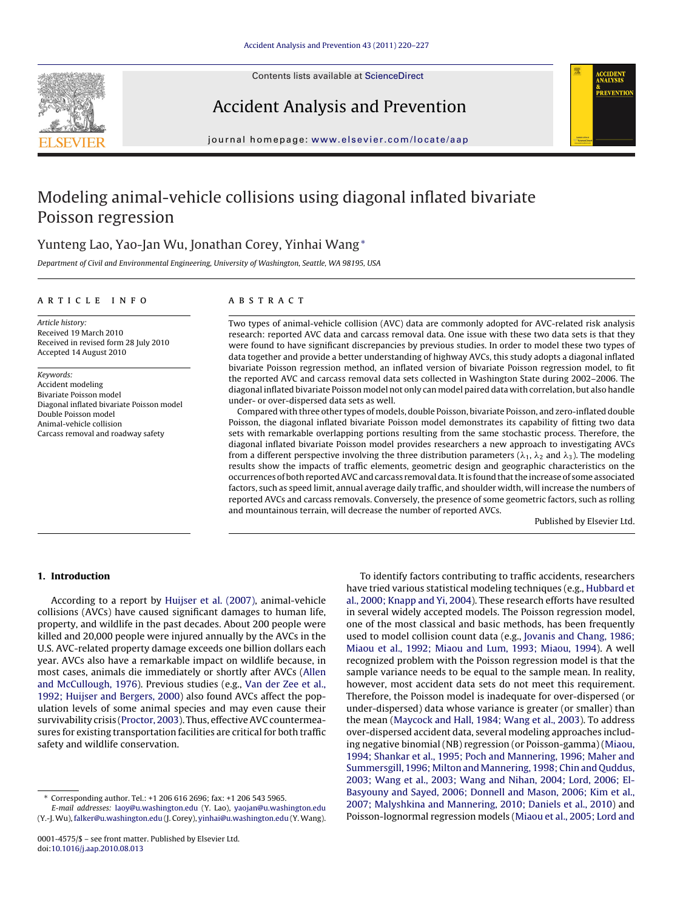# Modeling animal-vehicle collisions using diagonal inflated bivariate Poisson regression

Yunteng Lao, Yao-Jan Wu, Jonathan Corey, Yinhai Wang*

*Department of Civil and Environmental Engineering, University of Washington, Seattle, WA 98195, USA*

---

**ARTICLE INFO**

*Article history:*
Received 19 March 2010
Received in revised form 28 July 2010
Accepted 14 August 2010

*Keywords:*
Accident modeling
Bivariate Poisson model
Diagonal inflated bivariate Poisson model
Double Poisson model
Animal-vehicle collision
Carcass removal and roadway safety

**ABSTRACT**

Two types of animal-vehicle collision (AVC) data are commonly adopted for AVC-related risk analysis research: reported AVC data and carcass removal data. One issue with these two data sets is that they were found to have significant discrepancies by previous studies. In order to model these two types of data together and provide a better understanding of highway AVCs, this study adopts a diagonal inflated bivariate Poisson regression method, an inflated version of bivariate Poisson regression model, to fit the reported AVC and carcass removal data sets collected in Washington State during 2002–2006. The diagonal inflated bivariate Poisson model not only can model paired data with correlation, but also handle under- or over-dispersed data sets as well.

Compared with three other types of models, double Poisson, bivariate Poisson, and zero-inflated double Poisson, the diagonal inflated bivariate Poisson model demonstrates its capability of fitting two data sets with remarkable overlapping portions resulting from the same stochastic process. Therefore, the diagonal inflated bivariate Poisson model provides researchers a new approach to investigating AVCs from a different perspective involving the three distribution parameters ($\lambda_1$, $\lambda_2$ and $\lambda_3$). The modeling results show the impacts of traffic elements, geometric design and geographic characteristics on the occurrences of both reported AVC and carcass removal data. It is found that the increase of some associated factors, such as speed limit, annual average daily traffic, and shoulder width, will increase the numbers of reported AVCs and carcass removals. Conversely, the presence of some geometric factors, such as rolling and mountainous terrain, will decrease the number of reported AVCs.

Published by Elsevier Ltd.

---

## 1. Introduction

According to a report by Huijser et al. (2007), animal-vehicle collisions (AVCs) have caused significant damages to human life, property, and wildlife in the past decades. About 200 people were killed and 20,000 people were injured annually by the AVCs in the U.S. AVC-related property damage exceeds one billion dollars each year. AVCs also have a remarkable impact on wildlife because, in most cases, animals die immediately or shortly after AVCs (Allen and McCullough, 1976). Previous studies (e.g., Van der Zee et al., 1992; Huijser and Bergers, 2000) also found AVCs affect the population levels of some animal species and may even cause their survivability crisis (Proctor, 2003). Thus, effective AVC countermeasures for existing transportation facilities are critical for both traffic safety and wildlife conservation.

To identify factors contributing to traffic accidents, researchers have tried various statistical modeling techniques (e.g., Hubbard et al., 2000; Knapp and Yi, 2004). These research efforts have resulted in several widely accepted models. The Poisson regression model, one of the most classical and basic methods, has been frequently used to model collision count data (e.g., Jovanis and Chang, 1986; Miaou et al., 1992; Miaou and Lum, 1993; Miaou, 1994). A well recognized problem with the Poisson regression model is that the sample variance needs to be equal to the sample mean. In reality, however, most accident data sets do not meet this requirement. Therefore, the Poisson model is inadequate for over-dispersed (or under-dispersed) data whose variance is greater (or smaller) than the mean (Maycock and Hall, 1984; Wang et al., 2003). To address over-dispersed accident data, several modeling approaches including negative binomial (NB) regression (or Poisson-gamma) (Miaou, 1994; Shankar et al., 1995; Poch and Mannering, 1996; Maher and Summersgill, 1996; Milton and Mannering, 1998; Chin and Quddus, 2003; Wang et al., 2003; Wang and Nihan, 2004; Lord, 2006; El-Basyouny and Sayed, 2006; Donnell and Mason, 2006; Kim et al., 2007; Malyshkina and Mannering, 2010; Daniels et al., 2010) and Poisson-lognormal regression models (Miaou et al., 2005; Lord and

---

* Corresponding author. Tel.: +1 206 616 2696; fax: +1 206 543 5965.
*E-mail addresses:* laoy@u.washington.edu (Y. Lao), yaojan@u.washington.edu (Y.-J. Wu), falker@u.washington.edu (J. Corey), yinhai@u.washington.edu (Y. Wang).

0001-4575/$ – see front matter. Published by Elsevier Ltd.
doi:10.1016/j.aap.2010.08.013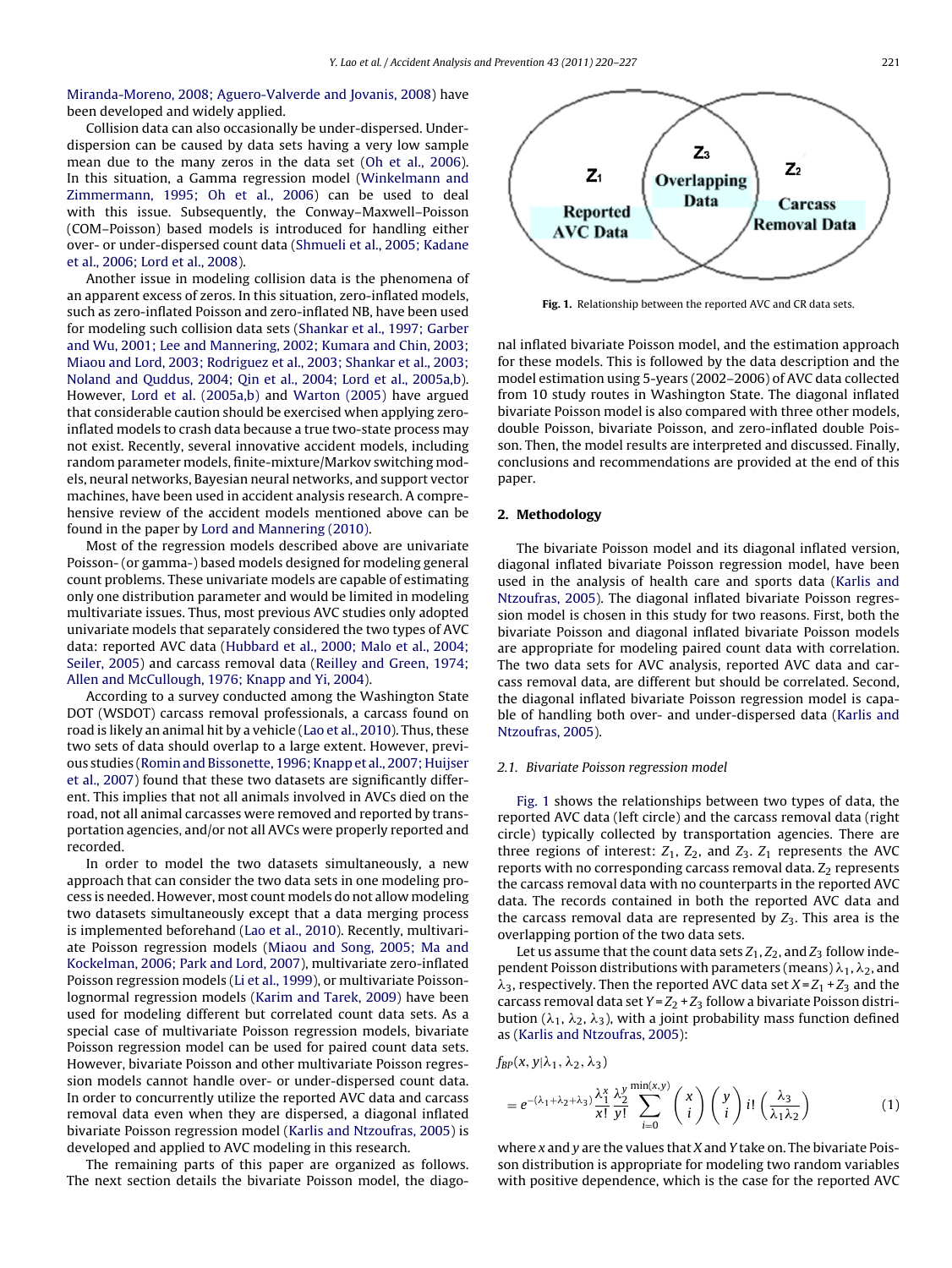Miranda-Moreno, 2008; Aguero-Valverde and Jovanis, 2008) have been developed and widely applied.

Collision data can also occasionally be under-dispersed. Under-dispersion can be caused by data sets having a very low sample mean due to the many zeros in the data set (Oh et al., 2006). In this situation, a Gamma regression model (Winkelmann and Zimmermann, 1995; Oh et al., 2006) can be used to deal with this issue. Subsequently, the Conway–Maxwell–Poisson (COM–Poisson) based models is introduced for handling either over- or under-dispersed count data (Shmueli et al., 2005; Kadane et al., 2006; Lord et al., 2008).

Another issue in modeling collision data is the phenomena of an apparent excess of zeros. In this situation, zero-inflated models, such as zero-inflated Poisson and zero-inflated NB, have been used for modeling such collision data sets (Shankar et al., 1997; Garber and Wu, 2001; Lee and Mannering, 2002; Kumara and Chin, 2003; Miaou and Lord, 2003; Rodriguez et al., 2003; Shankar et al., 2003; Noland and Quddus, 2004; Qin et al., 2004; Lord et al., 2005a,b). However, Lord et al. (2005a,b) and Warton (2005) have argued that considerable caution should be exercised when applying zero-inflated models to crash data because a true two-state process may not exist. Recently, several innovative accident models, including random parameter models, finite-mixture/Markov switching models, neural networks, Bayesian neural networks, and support vector machines, have been used in accident analysis research. A comprehensive review of the accident models mentioned above can be found in the paper by Lord and Mannering (2010).

Most of the regression models described above are univariate Poisson- (or gamma-) based models designed for modeling general count problems. These univariate models are capable of estimating only one distribution parameter and would be limited in modeling multivariate issues. Thus, most previous AVC studies only adopted univariate models that separately considered the two types of AVC data: reported AVC data (Hubbard et al., 2000; Malo et al., 2004; Seiler, 2005) and carcass removal data (Reilley and Green, 1974; Allen and McCullough, 1976; Knapp and Yi, 2004).

According to a survey conducted among the Washington State DOT (WSDOT) carcass removal professionals, a carcass found on road is likely an animal hit by a vehicle (Lao et al., 2010). Thus, these two sets of data should overlap to a large extent. However, previous studies (Romin and Bissonette, 1996; Knapp et al., 2007; Huijser et al., 2007) found that these two datasets are significantly different. This implies that not all animals involved in AVCs died on the road, not all animal carcasses were removed and reported by transportation agencies, and/or not all AVCs were properly reported and recorded.

In order to model the two datasets simultaneously, a new approach that can consider the two data sets in one modeling process is needed. However, most count models do not allow modeling two datasets simultaneously except that a data merging process is implemented beforehand (Lao et al., 2010). Recently, multivariate Poisson regression models (Miaou and Song, 2005; Ma and Kockelman, 2006; Park and Lord, 2007), multivariate zero-inflated Poisson regression models (Li et al., 1999), or multivariate Poisson-lognormal regression models (Karim and Tarek, 2009) have been used for modeling different but correlated count data sets. As a special case of multivariate Poisson regression models, bivariate Poisson regression model can be used for paired count data sets. However, bivariate Poisson and other multivariate Poisson regression models cannot handle over- or under-dispersed count data. In order to concurrently utilize the reported AVC data and carcass removal data even when they are dispersed, a diagonal inflated bivariate Poisson regression model (Karlis and Ntzoufras, 2005) is developed and applied to AVC modeling in this research.

The remaining parts of this paper are organized as follows. The next section details the bivariate Poisson model, the diagonal inflated bivariate Poisson model, and the estimation approach for these models. This is followed by the data description and the model estimation using 5-years (2002–2006) of AVC data collected from 10 study routes in Washington State. The diagonal inflated bivariate Poisson model is also compared with three other models, double Poisson, bivariate Poisson, and zero-inflated double Poisson. Then, the model results are interpreted and discussed. Finally, conclusions and recommendations are provided at the end of this paper.

Z1 Reported AVC Data | Z3 Overlapping Data | Z2 Carcass Removal Data

**Fig. 1.** Relationship between the reported AVC and CR data sets.

## 2. Methodology

The bivariate Poisson model and its diagonal inflated version, diagonal inflated bivariate Poisson regression model, have been used in the analysis of health care and sports data (Karlis and Ntzoufras, 2005). The diagonal inflated bivariate Poisson regression model is chosen in this study for two reasons. First, both the bivariate Poisson and diagonal inflated bivariate Poisson models are appropriate for modeling paired count data with correlation. The two data sets for AVC analysis, reported AVC data and carcass removal data, are different but should be correlated. Second, the diagonal inflated bivariate Poisson regression model is capable of handling both over- and under-dispersed data (Karlis and Ntzoufras, 2005).

### 2.1. Bivariate Poisson regression model

Fig. 1 shows the relationships between two types of data, the reported AVC data (left circle) and the carcass removal data (right circle) typically collected by transportation agencies. There are three regions of interest: $Z_1$, $Z_2$, and $Z_3$. $Z_1$ represents the AVC reports with no corresponding carcass removal data. $Z_2$ represents the carcass removal data with no counterparts in the reported AVC data. The records contained in both the reported AVC data and the carcass removal data are represented by $Z_3$. This area is the overlapping portion of the two data sets.

Let us assume that the count data sets $Z_1$, $Z_2$, and $Z_3$ follow independent Poisson distributions with parameters (means) $\lambda_1$, $\lambda_2$, and $\lambda_3$, respectively. Then the reported AVC data set $X = Z_1 + Z_3$ and the carcass removal data set $Y = Z_2 + Z_3$ follow a bivariate Poisson distribution $(\lambda_1, \lambda_2, \lambda_3)$, with a joint probability mass function defined as (Karlis and Ntzoufras, 2005):

$$f_{BP}(x, y|\lambda_1, \lambda_2, \lambda_3) = e^{-(\lambda_1+\lambda_2+\lambda_3)} \frac{\lambda_1^x}{x!} \frac{\lambda_2^y}{y!} \sum_{i=0}^{\min(x,y)} \binom{x}{i} \binom{y}{i} i! \left(\frac{\lambda_3}{\lambda_1 \lambda_2}\right) \tag{1}$$

where $x$ and $y$ are the values that $X$ and $Y$ take on. The bivariate Poisson distribution is appropriate for modeling two random variables with positive dependence, which is the case for the reported AVC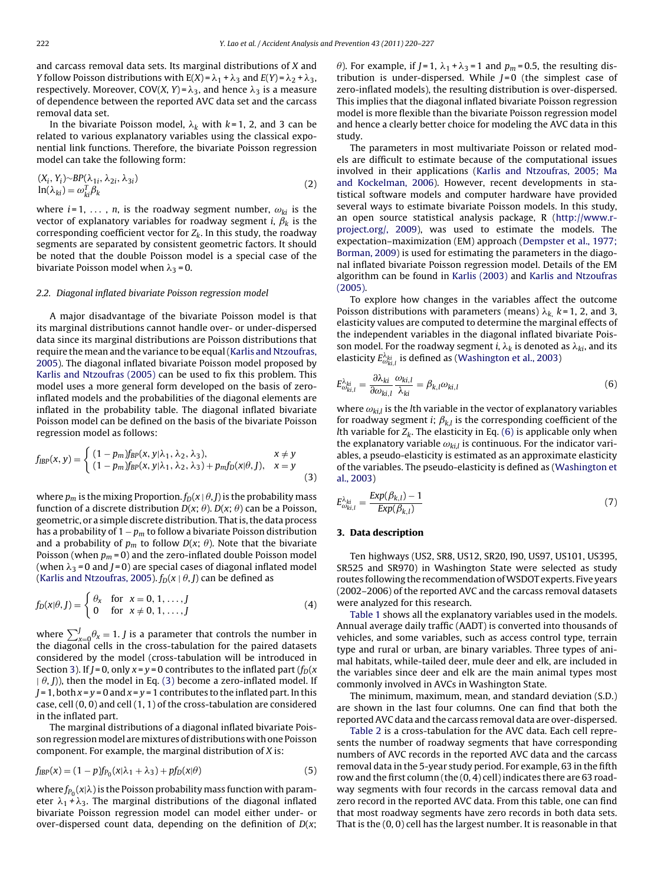and carcass removal data sets. Its marginal distributions of $X$ and $Y$ follow Poisson distributions with $E(X) = \lambda_1 + \lambda_3$ and $E(Y) = \lambda_2 + \lambda_3$, respectively. Moreover, $COV(X, Y) = \lambda_3$, and hence $\lambda_3$ is a measure of dependence between the reported AVC data set and the carcass removal data set.

In the bivariate Poisson model, $\lambda_k$ with $k = 1$, 2, and 3 can be related to various explanatory variables using the classical exponential link functions. Therefore, the bivariate Poisson regression model can take the following form:

$$
\begin{aligned}
&(X_i, Y_i) \sim BP(\lambda_{1i}, \lambda_{2i}, \lambda_{3i}) \\
&\ln(\lambda_{ki}) = \omega_{ki}^T \beta_k
\end{aligned}
\tag{2}
$$

where $i = 1, \ldots, n$, is the roadway segment number, $\omega_{ki}$ is the vector of explanatory variables for roadway segment $i$, $\beta_k$ is the corresponding coefficient vector for $Z_k$. In this study, the roadway segments are separated by consistent geometric factors. It should be noted that the double Poisson model is a special case of the bivariate Poisson model when $\lambda_3 = 0$.

### 2.2. Diagonal inflated bivariate Poisson regression model

A major disadvantage of the bivariate Poisson model is that its marginal distributions cannot handle over- or under-dispersed data since its marginal distributions are Poisson distributions that require the mean and the variance to be equal (Karlis and Ntzoufras, 2005). The diagonal inflated bivariate Poisson model proposed by Karlis and Ntzoufras (2005) can be used to fix this problem. This model uses a more general form developed on the basis of zero-inflated models and the probabilities of the diagonal elements are inflated in the probability table. The diagonal inflated bivariate Poisson model can be defined on the basis of the bivariate Poisson regression model as follows:

$$
f_{IBP}(x, y) = \begin{cases} (1 - p_m) f_{BP}(x, y | \lambda_1, \lambda_2, \lambda_3), & x \neq y \\ (1 - p_m) f_{BP}(x, y | \lambda_1, \lambda_2, \lambda_3) + p_m f_D(x | \theta, J), & x = y \end{cases}
\tag{3}
$$

where $p_m$ is the mixing Proportion. $f_D(x \mid \theta, J)$ is the probability mass function of a discrete distribution $D(x; \theta)$. $D(x; \theta)$ can be a Poisson, geometric, or a simple discrete distribution. That is, the data process has a probability of $1 - p_m$ to follow a bivariate Poisson distribution and a probability of $p_m$ to follow $D(x; \theta)$. Note that the bivariate Poisson (when $p_m = 0$) and the zero-inflated double Poisson model (when $\lambda_3 = 0$ and $J = 0$) are special cases of diagonal inflated model (Karlis and Ntzoufras, 2005). $f_D(x \mid \theta, J)$ can be defined as

$$
f_D(x | \theta, J) = \begin{cases} \theta_x & \text{for} \quad x = 0, 1, \ldots, J \\ 0 & \text{for} \quad x \neq 0, 1, \ldots, J \end{cases}
\tag{4}
$$

where $\sum_{x=0}^{J} \theta_x = 1$. $J$ is a parameter that controls the number in the diagonal cells in the cross-tabulation for the paired datasets considered by the model (cross-tabulation will be introduced in Section 3). If $J = 0$, only $x = y = 0$ contributes to the inflated part ($f_D(x \mid \theta, J)$), then the model in Eq. (3) become a zero-inflated model. If $J = 1$, both $x = y = 0$ and $x = y = 1$ contributes to the inflated part. In this case, cell (0, 0) and cell (1, 1) of the cross-tabulation are considered in the inflated part.

The marginal distributions of a diagonal inflated bivariate Poisson regression model are mixtures of distributions with one Poisson component. For example, the marginal distribution of $X$ is:

$$
f_{IBP}(x) = (1 - p) f_{P_0}(x | \lambda_1 + \lambda_3) + p f_D(x | \theta)
\tag{5}
$$

where $f_{P_0}(x|\lambda)$ is the Poisson probability mass function with parameter $\lambda_1 + \lambda_3$. The marginal distributions of the diagonal inflated bivariate Poisson regression model can model either under- or over-dispersed count data, depending on the definition of $D(x; \theta)$. For example, if $J = 1$, $\lambda_1 + \lambda_3 = 1$ and $p_m = 0.5$, the resulting distribution is under-dispersed. While $J = 0$ (the simplest case of zero-inflated models), the resulting distribution is over-dispersed. This implies that the diagonal inflated bivariate Poisson regression model is more flexible than the bivariate Poisson regression model and hence a clearly better choice for modeling the AVC data in this study.

The parameters in most multivariate Poisson or related models are difficult to estimate because of the computational issues involved in their applications (Karlis and Ntzoufras, 2005; Ma and Kockelman, 2006). However, recent developments in statistical software models and computer hardware have provided several ways to estimate bivariate Poisson models. In this study, an open source statistical analysis package, R (http://www.r-project.org/, 2009), was used to estimate the models. The expectation–maximization (EM) approach (Dempster et al., 1977; Borman, 2009) is used for estimating the parameters in the diagonal inflated bivariate Poisson regression model. Details of the EM algorithm can be found in Karlis (2003) and Karlis and Ntzoufras (2005).

To explore how changes in the variables affect the outcome Poisson distributions with parameters (means) $\lambda_k$, $k = 1$, 2, and 3, elasticity values are computed to determine the marginal effects of the independent variables in the diagonal inflated bivariate Poisson model. For the roadway segment $i$, $\lambda_k$ is denoted as $\lambda_{ki}$, and its elasticity $E_{\omega_{ki,l}}^{\lambda_{ki}}$ is defined as (Washington et al., 2003)

$$
E_{\omega_{ki,l}}^{\lambda_{ki}} = \frac{\partial \lambda_{ki}}{\partial \omega_{ki,l}} \frac{\omega_{ki,l}}{\lambda_{ki}} = \beta_{k,l} \omega_{ki,l}
\tag{6}
$$

where $\omega_{ki,l}$ is the $l$th variable in the vector of explanatory variables for roadway segment $i$; $\beta_{k,l}$ is the corresponding coefficient of the $l$th variable for $Z_k$. The elasticity in Eq. (6) is applicable only when the explanatory variable $\omega_{ki,l}$ is continuous. For the indicator variables, a pseudo-elasticity is estimated as an approximate elasticity of the variables. The pseudo-elasticity is defined as (Washington et al., 2003)

$$
E_{\omega_{ki,l}}^{\lambda_{ki}} = \frac{Exp(\beta_{k,l}) - 1}{Exp(\beta_{k,l})}
\tag{7}
$$

## 3. Data description

Ten highways (US2, SR8, US12, SR20, I90, US97, US101, US395, SR525 and SR970) in Washington State were selected as study routes following the recommendation of WSDOT experts. Five years (2002–2006) of the reported AVC and the carcass removal datasets were analyzed for this research.

Table 1 shows all the explanatory variables used in the models. Annual average daily traffic (AADT) is converted into thousands of vehicles, and some variables, such as access control type, terrain type and rural or urban, are binary variables. Three types of animal habitats, while-tailed deer, mule deer and elk, are included in the variables since deer and elk are the main animal types most commonly involved in AVCs in Washington State.

The minimum, maximum, mean, and standard deviation (S.D.) are shown in the last four columns. One can find that both the reported AVC data and the carcass removal data are over-dispersed.

Table 2 is a cross-tabulation for the AVC data. Each cell represents the number of roadway segments that have corresponding numbers of AVC records in the reported AVC data and the carcass removal data in the 5-year study period. For example, 63 in the fifth row and the first column (the (0, 4) cell) indicates there are 63 roadway segments with four records in the carcass removal data and zero record in the reported AVC data. From this table, one can find that most roadway segments have zero records in both data sets. That is the (0, 0) cell has the largest number. It is reasonable in that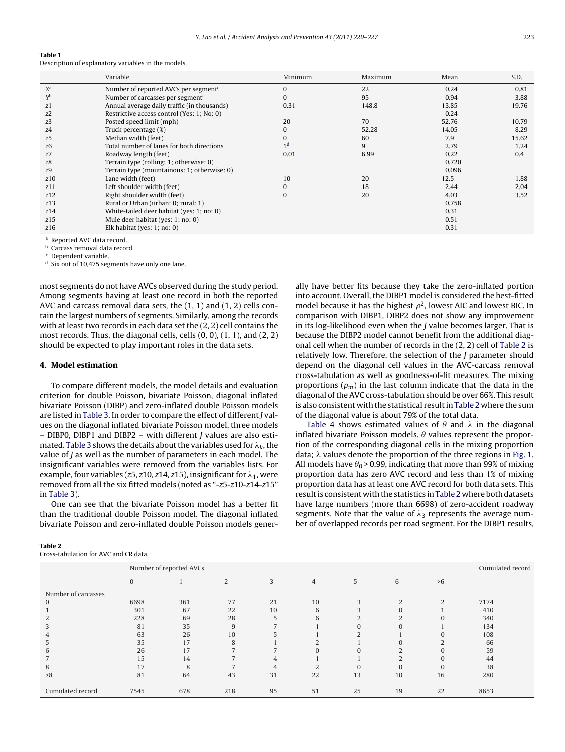**Table 1**
Description of explanatory variables in the models.

| | Variable | Minimum | Maximum | Mean | S.D. |
|---|---|---|---|---|---|
| $X$[a] | Number of reported AVCs per segment[c] | 0 | 22 | 0.24 | 0.81 |
| $Y$[b] | Number of carcasses per segment[c] | 0 | 95 | 0.94 | 3.88 |
| $z1$ | Annual average daily traffic (in thousands) | 0.31 | 148.8 | 13.85 | 19.76 |
| $z2$ | Restrictive access control (Yes: 1; No: 0) | | | 0.24 | |
| $z3$ | Posted speed limit (mph) | 20 | 70 | 52.76 | 10.79 |
| $z4$ | Truck percentage (%) | 0 | 52.28 | 14.05 | 8.29 |
| $z5$ | Median width (feet) | 0 | 60 | 7.9 | 15.62 |
| $z6$ | Total number of lanes for both directions | 1[d] | 9 | 2.79 | 1.24 |
| $z7$ | Roadway length (feet) | 0.01 | 6.99 | 0.22 | 0.4 |
| $z8$ | Terrain type (rolling: 1; otherwise: 0) | | | 0.720 | |
| $z9$ | Terrain type (mountainous: 1; otherwise: 0) | | | 0.096 | |
| $z10$ | Lane width (feet) | 10 | 20 | 12.5 | 1.88 |
| $z11$ | Left shoulder width (feet) | 0 | 18 | 2.44 | 2.04 |
| $z12$ | Right shoulder width (feet) | 0 | 20 | 4.03 | 3.52 |
| $z13$ | Rural or Urban (urban: 0; rural: 1) | | | 0.758 | |
| $z14$ | White-tailed deer habitat (yes: 1; no: 0) | | | 0.31 | |
| $z15$ | Mule deer habitat (yes: 1; no: 0) | | | 0.51 | |
| $z16$ | Elk habitat (yes: 1; no: 0) | | | 0.31 | |

[a] Reported AVC data record.
[b] Carcass removal data record.
[c] Dependent variable.
[d] Six out of 10,475 segments have only one lane.

most segments do not have AVCs observed during the study period. Among segments having at least one record in both the reported AVC and carcass removal data sets, the (1, 1) and (1, 2) cells contain the largest numbers of segments. Similarly, among the records with at least two records in each data set the (2, 2) cell contains the most records. Thus, the diagonal cells, cells (0, 0), (1, 1), and (2, 2) should be expected to play important roles in the data sets.

## 4. Model estimation

To compare different models, the model details and evaluation criterion for double Poisson, bivariate Poisson, diagonal inflated bivariate Poisson (DIBP) and zero-inflated double Poisson models are listed in Table 3. In order to compare the effect of different $J$ values on the diagonal inflated bivariate Poisson model, three models – DIBP0, DIBP1 and DIBP2 – with different $J$ values are also estimated. Table 3 shows the details about the variables used for $\lambda_k$, the value of $J$ as well as the number of parameters in each model. The insignificant variables were removed from the variables lists. For example, four variables ($z5$, $z10$, $z14$, $z15$), insignificant for $\lambda_1$, were removed from all the six fitted models (noted as "-$z5$-$z10$-$z14$-$z15$" in Table 3).

One can see that the bivariate Poisson model has a better fit than the traditional double Poisson model. The diagonal inflated bivariate Poisson and zero-inflated double Poisson models generally have better fits because they take the zero-inflated portion into account. Overall, the DIBP1 model is considered the best-fitted model because it has the highest $\rho^2$, lowest AIC and lowest BIC. In comparison with DIBP1, DIBP2 does not show any improvement in its log-likelihood even when the $J$ value becomes larger. That is because the DIBP2 model cannot benefit from the additional diagonal cell when the number of records in the (2, 2) cell of Table 2 is relatively low. Therefore, the selection of the $J$ parameter should depend on the diagonal cell values in the AVC-carcass removal cross-tabulation as well as goodness-of-fit measures. The mixing proportions ($p_m$) in the last column indicate that the data in the diagonal of the AVC cross-tabulation should be over 66%. This result is also consistent with the statistical result in Table 2 where the sum of the diagonal value is about 79% of the total data.

Table 4 shows estimated values of $\theta$ and $\lambda$ in the diagonal inflated bivariate Poisson models. $\theta$ values represent the proportion of the corresponding diagonal cells in the mixing proportion data; $\lambda$ values denote the proportion of the three regions in Fig. 1. All models have $\theta_0 > 0.99$, indicating that more than 99% of mixing proportion data has zero AVC record and less than 1% of mixing proportion data has at least one AVC record for both data sets. This result is consistent with the statistics in Table 2 where both datasets have large numbers (more than 6698) of zero-accident roadway segments. Note that the value of $\lambda_3$ represents the average number of overlapped records per road segment. For the DIBP1 results,

**Table 2**
Cross-tabulation for AVC and CR data.

| | Number of reported AVCs | | | | | | | | Cumulated record |
|---|---|---|---|---|---|---|---|---|---|
| | 0 | 1 | 2 | 3 | 4 | 5 | 6 | >6 | |
| Number of carcasses | | | | | | | | | |
| 0 | 6698 | 361 | 77 | 21 | 10 | 3 | 2 | 2 | 7174 |
| 1 | 301 | 67 | 22 | 10 | 6 | 3 | 0 | 1 | 410 |
| 2 | 228 | 69 | 28 | 5 | 6 | 2 | 2 | 0 | 340 |
| 3 | 81 | 35 | 9 | 7 | 1 | 0 | 0 | 1 | 134 |
| 4 | 63 | 26 | 10 | 5 | 1 | 2 | 1 | 0 | 108 |
| 5 | 35 | 17 | 8 | 1 | 2 | 1 | 0 | 2 | 66 |
| 6 | 26 | 17 | 7 | 7 | 0 | 0 | 2 | 0 | 59 |
| 7 | 15 | 14 | 7 | 4 | 1 | 1 | 2 | 0 | 44 |
| 8 | 17 | 8 | 7 | 4 | 2 | 0 | 0 | 0 | 38 |
| >8 | 81 | 64 | 43 | 31 | 22 | 13 | 10 | 16 | 280 |
| Cumulated record | 7545 | 678 | 218 | 95 | 51 | 25 | 19 | 22 | 8653 |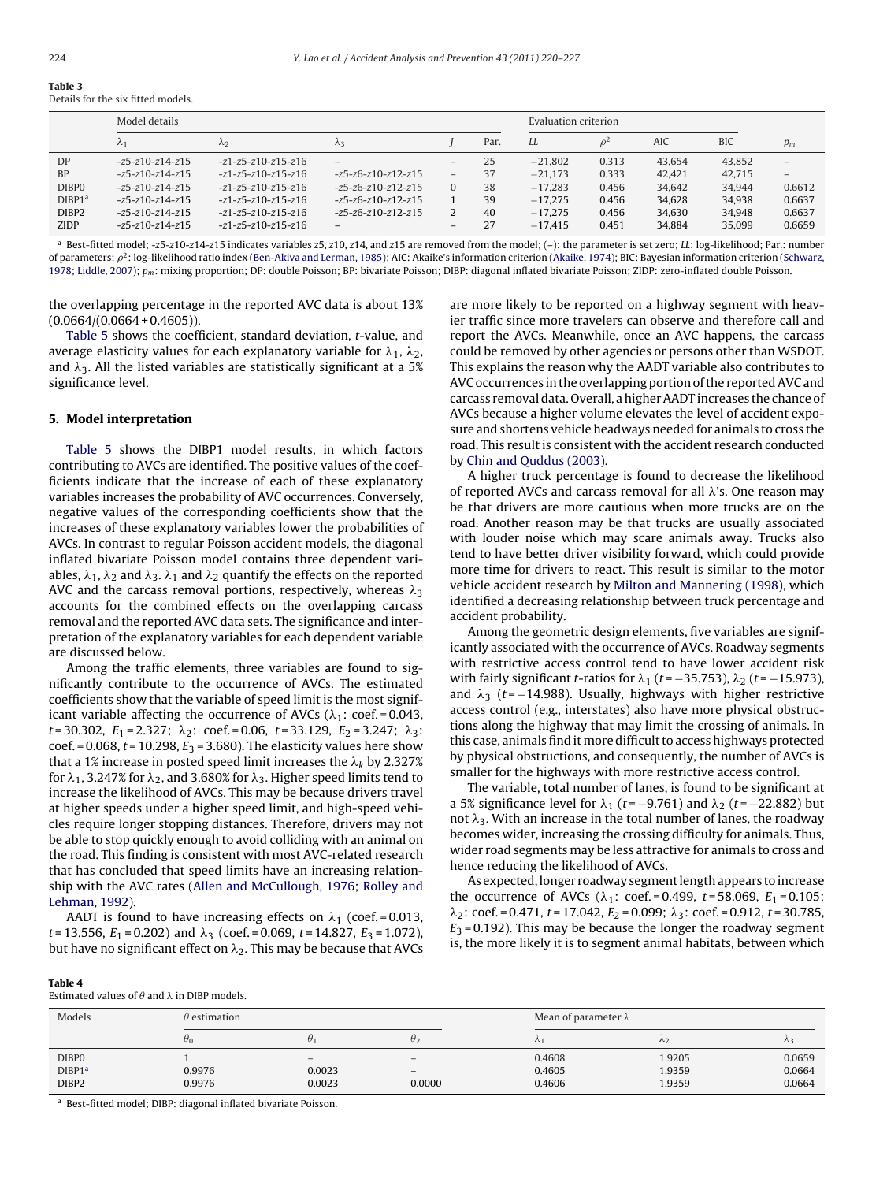**Table 3**
Details for the six fitted models.

| | Model details | | | | | Evaluation criterion | | | | |
|---|---|---|---|---|---|---|---|---|---|---|
| | $\lambda_1$ | $\lambda_2$ | $\lambda_3$ | $J$ | Par. | $LL$ | $\rho^2$ | AIC | BIC | $p_m$ |
| DP | -z5-z10-z14-z15 | -z1-z5-z10-z15-z16 | – | – | 25 | −21,802 | 0.313 | 43,654 | 43,852 | – |
| BP | -z5-z10-z14-z15 | -z1-z5-z10-z15-z16 | -z5-z6-z10-z12-z15 | – | 37 | −21,173 | 0.333 | 42,421 | 42,715 | – |
| DIBP0 | -z5-z10-z14-z15 | -z1-z5-z10-z15-z16 | -z5-z6-z10-z12-z15 | 0 | 38 | −17,283 | 0.456 | 34,642 | 34,944 | 0.6612 |
| DIBP1[a] | -z5-z10-z14-z15 | -z1-z5-z10-z15-z16 | -z5-z6-z10-z12-z15 | 1 | 39 | −17,275 | 0.456 | 34,628 | 34,938 | 0.6637 |
| DIBP2 | -z5-z10-z14-z15 | -z1-z5-z10-z15-z16 | -z5-z6-z10-z12-z15 | 2 | 40 | −17,275 | 0.456 | 34,630 | 34,948 | 0.6637 |
| ZIDP | -z5-z10-z14-z15 | -z1-z5-z10-z15-z16 | – | – | 27 | −17,415 | 0.451 | 34,884 | 35,099 | 0.6659 |

[a] Best-fitted model; -z5-z10-z14-z15 indicates variables z5, z10, z14, and z15 are removed from the model; (–): the parameter is set zero; $LL$: log-likelihood; Par.: number of parameters; $\rho^2$: log-likelihood ratio index (Ben-Akiva and Lerman, 1985); AIC: Akaike's information criterion (Akaike, 1974); BIC: Bayesian information criterion (Schwarz, 1978; Liddle, 2007); $p_m$: mixing proportion; DP: double Poisson; BP: bivariate Poisson; DIBP: diagonal inflated bivariate Poisson; ZIDP: zero-inflated double Poisson.

the overlapping percentage in the reported AVC data is about 13% (0.0664/(0.0664 + 0.4605)).

Table 5 shows the coefficient, standard deviation, $t$-value, and average elasticity values for each explanatory variable for $\lambda_1$, $\lambda_2$, and $\lambda_3$. All the listed variables are statistically significant at a 5% significance level.

## 5. Model interpretation

Table 5 shows the DIBP1 model results, in which factors contributing to AVCs are identified. The positive values of the coefficients indicate that the increase of each of these explanatory variables increases the probability of AVC occurrences. Conversely, negative values of the corresponding coefficients show that the increases of these explanatory variables lower the probabilities of AVCs. In contrast to regular Poisson accident models, the diagonal inflated bivariate Poisson model contains three dependent variables, $\lambda_1$, $\lambda_2$ and $\lambda_3$. $\lambda_1$ and $\lambda_2$ quantify the effects on the reported AVC and the carcass removal portions, respectively, whereas $\lambda_3$ accounts for the combined effects on the overlapping carcass removal and the reported AVC data sets. The significance and interpretation of the explanatory variables for each dependent variable are discussed below.

Among the traffic elements, three variables are found to significantly contribute to the occurrence of AVCs. The estimated coefficients show that the variable of speed limit is the most significant variable affecting the occurrence of AVCs ($\lambda_1$: coef. = 0.043, $t$ = 30.302, $E_1$ = 2.327; $\lambda_2$: coef. = 0.06, $t$ = 33.129, $E_2$ = 3.247; $\lambda_3$: coef. = 0.068, $t$ = 10.298, $E_3$ = 3.680). The elasticity values here show that a 1% increase in posted speed limit increases the $\lambda_k$ by 2.327% for $\lambda_1$, 3.247% for $\lambda_2$, and 3.680% for $\lambda_3$. Higher speed limits tend to increase the likelihood of AVCs. This may be because drivers travel at higher speeds under a higher speed limit, and high-speed vehicles require longer stopping distances. Therefore, drivers may not be able to stop quickly enough to avoid colliding with an animal on the road. This finding is consistent with most AVC-related research that has concluded that speed limits have an increasing relationship with the AVC rates (Allen and McCullough, 1976; Rolley and Lehman, 1992).

AADT is found to have increasing effects on $\lambda_1$ (coef. = 0.013, $t$ = 13.556, $E_1$ = 0.202) and $\lambda_3$ (coef. = 0.069, $t$ = 14.827, $E_3$ = 1.072), but have no significant effect on $\lambda_2$. This may be because that AVCs are more likely to be reported on a highway segment with heavier traffic since more travelers can observe and therefore call and report the AVCs. Meanwhile, once an AVC happens, the carcass could be removed by other agencies or persons other than WSDOT. This explains the reason why the AADT variable also contributes to AVC occurrences in the overlapping portion of the reported AVC and carcass removal data. Overall, a higher AADT increases the chance of AVCs because a higher volume elevates the level of accident exposure and shortens vehicle headways needed for animals to cross the road. This result is consistent with the accident research conducted by Chin and Quddus (2003).

A higher truck percentage is found to decrease the likelihood of reported AVCs and carcass removal for all $\lambda$'s. One reason may be that drivers are more cautious when more trucks are on the road. Another reason may be that trucks are usually associated with louder noise which may scare animals away. Trucks also tend to have better driver visibility forward, which could provide more time for drivers to react. This result is similar to the motor vehicle accident research by Milton and Mannering (1998), which identified a decreasing relationship between truck percentage and accident probability.

Among the geometric design elements, five variables are significantly associated with the occurrence of AVCs. Roadway segments with restrictive access control tend to have lower accident risk with fairly significant $t$-ratios for $\lambda_1$ ($t$ = −35.753), $\lambda_2$ ($t$ = −15.973), and $\lambda_3$ ($t$ = −14.988). Usually, highways with higher restrictive access control (e.g., interstates) also have more physical obstructions along the highway that may limit the crossing of animals. In this case, animals find it more difficult to access highways protected by physical obstructions, and consequently, the number of AVCs is smaller for the highways with more restrictive access control.

The variable, total number of lanes, is found to be significant at a 5% significance level for $\lambda_1$ ($t$ = −9.761) and $\lambda_2$ ($t$ = −22.882) but not $\lambda_3$. With an increase in the total number of lanes, the roadway becomes wider, increasing the crossing difficulty for animals. Thus, wider road segments may be less attractive for animals to cross and hence reducing the likelihood of AVCs.

As expected, longer roadway segment length appears to increase the occurrence of AVCs ($\lambda_1$: coef. = 0.499, $t$ = 58.069, $E_1$ = 0.105; $\lambda_2$: coef. = 0.471, $t$ = 17.042, $E_2$ = 0.099; $\lambda_3$: coef. = 0.912, $t$ = 30.785, $E_3$ = 0.192). This may be because the longer the roadway segment is, the more likely it is to segment animal habitats, between which

**Table 4**
Estimated values of $\theta$ and $\lambda$ in DIBP models.

| Models | $\theta$ estimation | | | Mean of parameter $\lambda$ | | |
|---|---|---|---|---|---|---|
| | $\theta_0$ | $\theta_1$ | $\theta_2$ | $\lambda_1$ | $\lambda_2$ | $\lambda_3$ |
| DIBP0 | 1 | – | – | 0.4608 | 1.9205 | 0.0659 |
| DIBP1[a] | 0.9976 | 0.0023 | – | 0.4605 | 1.9359 | 0.0664 |
| DIBP2 | 0.9976 | 0.0023 | 0.0000 | 0.4606 | 1.9359 | 0.0664 |

[a] Best-fitted model; DIBP: diagonal inflated bivariate Poisson.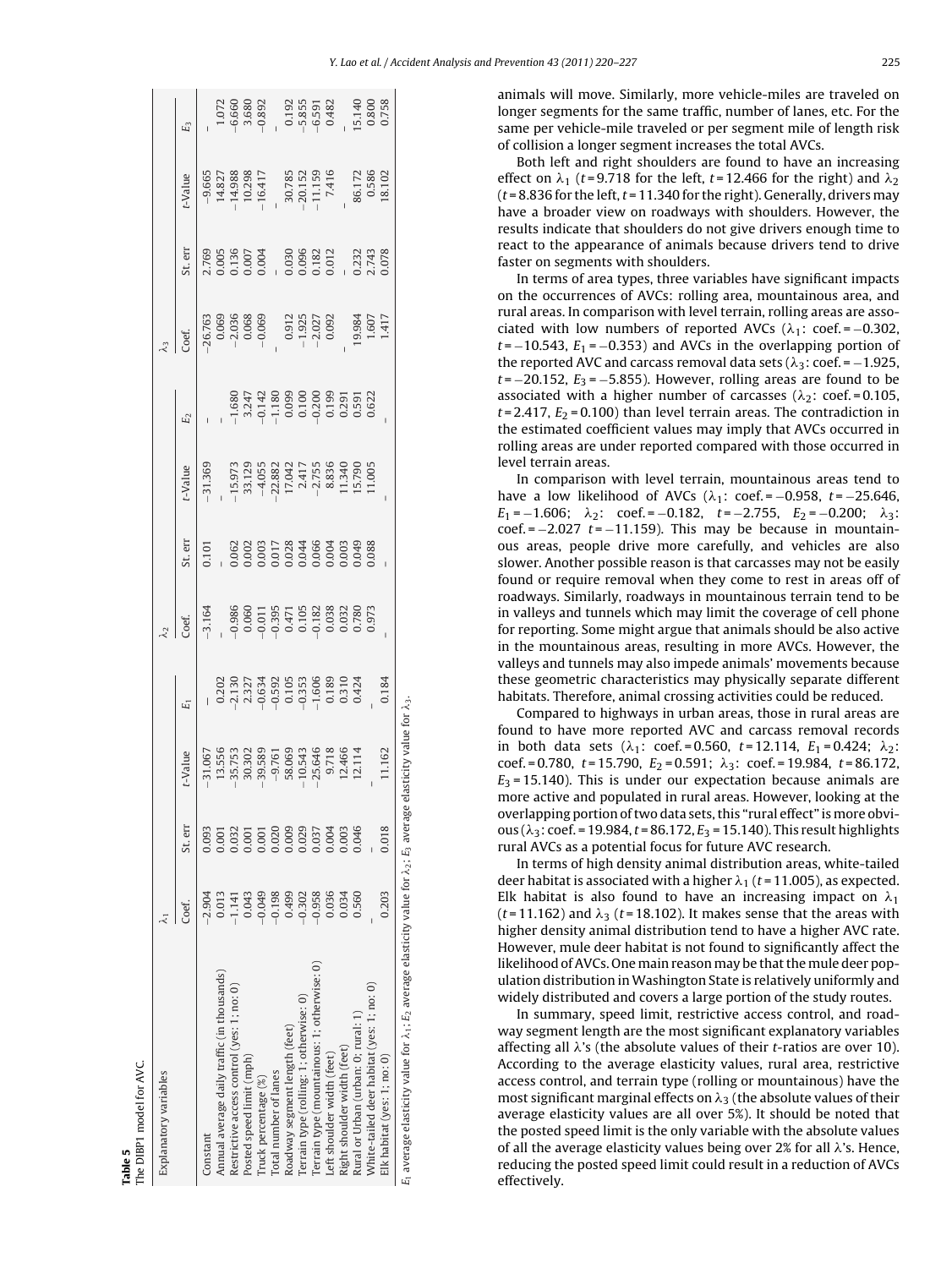**Table 5**
The DIBP1 model for AVC.

| Explanatory variables | $\lambda_1$ | | | | $\lambda_2$ | | | | $\lambda_3$ | | | |
|---|---|---|---|---|---|---|---|---|---|---|---|---|
| | Coef. | St. err | t-Value | $E_1$ | Coef. | St. err | t-Value | $E_2$ | Coef. | St. err | t-Value | $E_3$ |
| Constant | −2.904 | 0.093 | −31.067 | – | −3.164 | 0.101 | −31.369 | – | −26.763 | 2.769 | −9.665 | – |
| Annual average daily traffic (in thousands) | 0.013 | 0.001 | 13.556 | 0.202 | – | – | – | – | 0.069 | 0.005 | 14.827 | 1.072 |
| Restrictive access control (yes: 1; no: 0) | −1.141 | 0.032 | −35.753 | −2.130 | −0.986 | 0.062 | −15.973 | −1.680 | −2.036 | 0.136 | −14.988 | −6.660 |
| Posted speed limit (mph) | 0.043 | 0.001 | 30.302 | 2.327 | 0.060 | 0.002 | 33.129 | 3.247 | 0.068 | 0.007 | 10.298 | 3.680 |
| Truck percentage (%) | −0.049 | 0.001 | −39.589 | −0.634 | −0.011 | 0.003 | −4.055 | −0.142 | −0.069 | 0.004 | −16.417 | −0.892 |
| Total number of lanes | −0.198 | 0.020 | −9.761 | −0.592 | −0.395 | 0.017 | −22.882 | −1.180 | – | – | – | – |
| Roadway segment length (feet) | 0.499 | 0.009 | 58.069 | 0.105 | 0.471 | 0.028 | 17.042 | 0.099 | 0.912 | 0.030 | 30.785 | 0.192 |
| Terrain type (rolling: 1; otherwise: 0) | −0.302 | 0.029 | −10.543 | −0.353 | 0.105 | 0.044 | 2.417 | 0.100 | −1.925 | 0.096 | −20.152 | −5.855 |
| Terrain type (mountainous: 1; otherwise: 0) | −0.958 | 0.037 | −25.646 | −1.606 | −0.182 | 0.066 | −2.755 | −0.200 | −2.027 | 0.182 | −11.159 | −6.591 |
| Left shoulder width (feet) | 0.036 | 0.004 | 9.718 | 0.189 | 0.038 | 0.004 | 8.836 | 0.199 | 0.092 | 0.012 | 7.416 | 0.482 |
| Right shoulder width (feet) | 0.034 | 0.003 | 12.466 | 0.310 | 0.032 | 0.003 | 11.340 | 0.291 | – | – | – | – |
| Rural or Urban (urban: 0; rural: 1) | 0.560 | 0.046 | 12.114 | 0.424 | 0.780 | 0.049 | 15.790 | 0.591 | 19.984 | 0.232 | 86.172 | 15.140 |
| White-tailed deer habitat (yes: 1; no: 0) | – | – | – | – | 0.973 | 0.088 | 11.005 | 0.622 | 1.607 | 2.743 | 0.586 | 0.800 |
| Elk habitat (yes: 1; no: 0) | 0.203 | 0.018 | 11.162 | 0.184 | – | – | – | – | 1.417 | 0.078 | 18.102 | 0.758 |

$E_1$ average elasticity value for $\lambda_1$; $E_2$ average elasticity value for $\lambda_2$; $E_3$ average elasticity value for $\lambda_3$.

animals will move. Similarly, more vehicle-miles are traveled on longer segments for the same traffic, number of lanes, etc. For the same per vehicle-mile traveled or per segment mile of length risk of collision a longer segment increases the total AVCs.

Both left and right shoulders are found to have an increasing effect on $\lambda_1$ ($t = 9.718$ for the left, $t = 12.466$ for the right) and $\lambda_2$ ($t = 8.836$ for the left, $t = 11.340$ for the right). Generally, drivers may have a broader view on roadways with shoulders. However, the results indicate that shoulders do not give drivers enough time to react to the appearance of animals because drivers tend to drive faster on segments with shoulders.

In terms of area types, three variables have significant impacts on the occurrences of AVCs: rolling area, mountainous area, and rural areas. In comparison with level terrain, rolling areas are associated with low numbers of reported AVCs ($\lambda_1$: coef. = −0.302, $t = -10.543$, $E_1 = -0.353$) and AVCs in the overlapping portion of the reported AVC and carcass removal data sets ($\lambda_3$: coef. = −1.925, $t = -20.152$, $E_3 = -5.855$). However, rolling areas are found to be associated with a higher number of carcasses ($\lambda_2$: coef. = 0.105, $t = 2.417$, $E_2 = 0.100$) than level terrain areas. The contradiction in the estimated coefficient values may imply that AVCs occurred in rolling areas are under reported compared with those occurred in level terrain areas.

In comparison with level terrain, mountainous areas tend to have a low likelihood of AVCs ($\lambda_1$: coef. = −0.958, $t = -25.646$, $E_1 = -1.606$; $\lambda_2$: coef. = −0.182, $t = -2.755$, $E_2 = -0.200$; $\lambda_3$: coef. = −2.027 $t = -11.159$). This may be because in mountainous areas, people drive more carefully, and vehicles are also slower. Another possible reason is that carcasses may not be easily found or require removal when they come to rest in areas off of roadways. Similarly, roadways in mountainous terrain tend to be in valleys and tunnels which may limit the coverage of cell phone for reporting. Some might argue that animals should be also active in the mountainous areas, resulting in more AVCs. However, the valleys and tunnels may also impede animals' movements because these geometric characteristics may physically separate different habitats. Therefore, animal crossing activities could be reduced.

Compared to highways in urban areas, those in rural areas are found to have more reported AVC and carcass removal records in both data sets ($\lambda_1$: coef. = 0.560, $t = 12.114$, $E_1 = 0.424$; $\lambda_2$: coef. = 0.780, $t = 15.790$, $E_2 = 0.591$; $\lambda_3$: coef. = 19.984, $t = 86.172$, $E_3 = 15.140$). This is under our expectation because animals are more active and populated in rural areas. However, looking at the overlapping portion of two data sets, this "rural effect" is more obvious ($\lambda_3$: coef. = 19.984, $t = 86.172$, $E_3 = 15.140$). This result highlights rural AVCs as a potential focus for future AVC research.

In terms of high density animal distribution areas, white-tailed deer habitat is associated with a higher $\lambda_1$ ($t = 11.005$), as expected. Elk habitat is also found to have an increasing impact on $\lambda_1$ ($t = 11.162$) and $\lambda_3$ ($t = 18.102$). It makes sense that the areas with higher density animal distribution tend to have a higher AVC rate. However, mule deer habitat is not found to significantly affect the likelihood of AVCs. One main reason may be that the mule deer population distribution in Washington State is relatively uniformly and widely distributed and covers a large portion of the study routes.

In summary, speed limit, restrictive access control, and roadway segment length are the most significant explanatory variables affecting all $\lambda$'s (the absolute values of their $t$-ratios are over 10). According to the average elasticity values, rural area, restrictive access control, and terrain type (rolling or mountainous) have the most significant marginal effects on $\lambda_3$ (the absolute values of their average elasticity values are all over 5%). It should be noted that the posted speed limit is the only variable with the absolute values of all the average elasticity values being over 2% for all $\lambda$'s. Hence, reducing the posted speed limit could result in a reduction of AVCs effectively.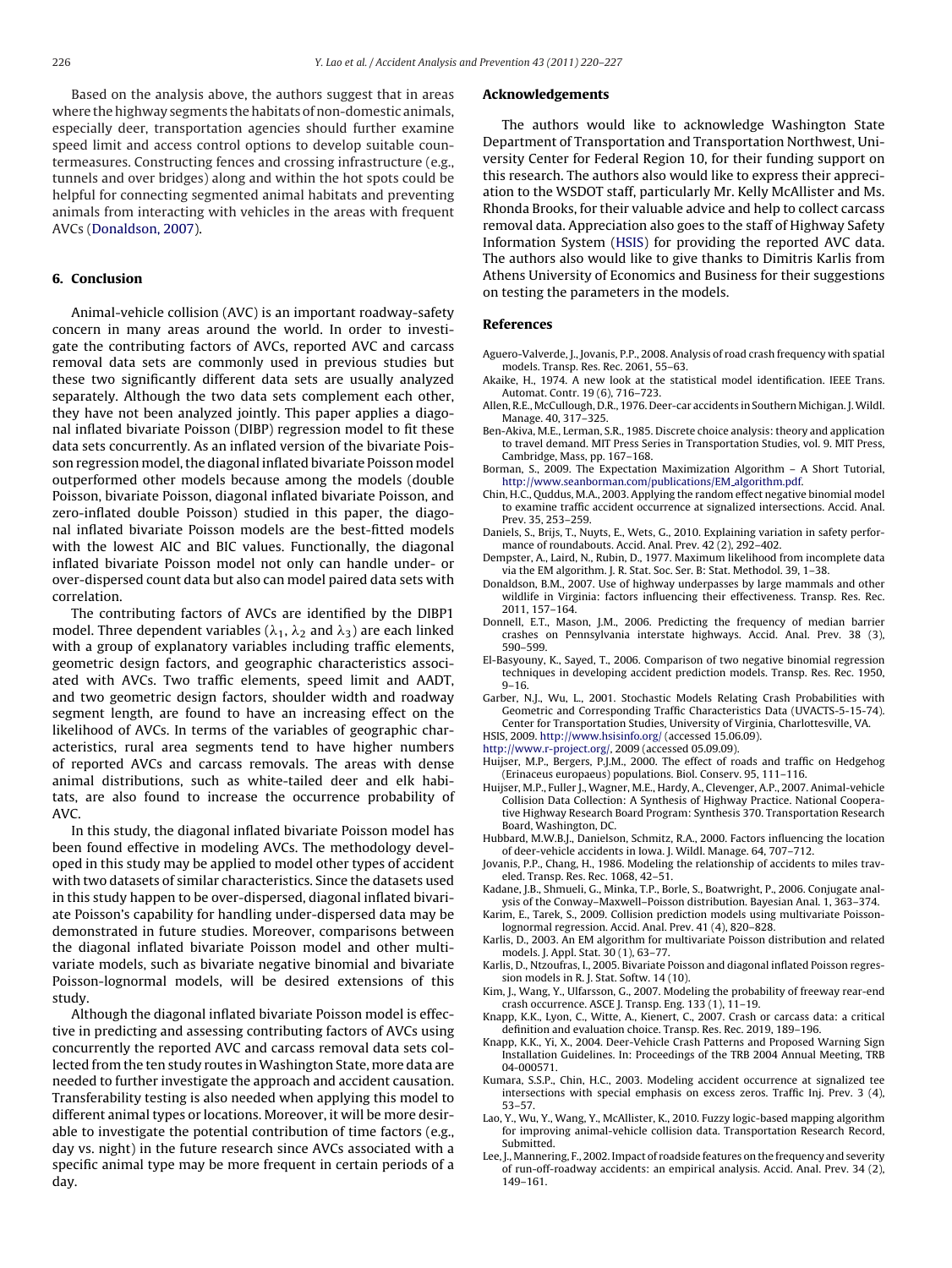Based on the analysis above, the authors suggest that in areas where the highway segments the habitats of non-domestic animals, especially deer, transportation agencies should further examine speed limit and access control options to develop suitable countermeasures. Constructing fences and crossing infrastructure (e.g., tunnels and over bridges) along and within the hot spots could be helpful for connecting segmented animal habitats and preventing animals from interacting with vehicles in the areas with frequent AVCs (Donaldson, 2007).

## 6. Conclusion

Animal-vehicle collision (AVC) is an important roadway-safety concern in many areas around the world. In order to investigate the contributing factors of AVCs, reported AVC and carcass removal data sets are commonly used in previous studies but these two significantly different data sets are usually analyzed separately. Although the two data sets complement each other, they have not been analyzed jointly. This paper applies a diagonal inflated bivariate Poisson (DIBP) regression model to fit these data sets concurrently. As an inflated version of the bivariate Poisson regression model, the diagonal inflated bivariate Poisson model outperformed other models because among the models (double Poisson, bivariate Poisson, diagonal inflated bivariate Poisson, and zero-inflated double Poisson) studied in this paper, the diagonal inflated bivariate Poisson models are the best-fitted models with the lowest AIC and BIC values. Functionally, the diagonal inflated bivariate Poisson model not only can handle under- or over-dispersed count data but also can model paired data sets with correlation.

The contributing factors of AVCs are identified by the DIBP1 model. Three dependent variables ($\lambda_1$, $\lambda_2$ and $\lambda_3$) are each linked with a group of explanatory variables including traffic elements, geometric design factors, and geographic characteristics associated with AVCs. Two traffic elements, speed limit and AADT, and two geometric design factors, shoulder width and roadway segment length, are found to have an increasing effect on the likelihood of AVCs. In terms of the variables of geographic characteristics, rural area segments tend to have higher numbers of reported AVCs and carcass removals. The areas with dense animal distributions, such as white-tailed deer and elk habitats, are also found to increase the occurrence probability of AVC.

In this study, the diagonal inflated bivariate Poisson model has been found effective in modeling AVCs. The methodology developed in this study may be applied to model other types of accident with two datasets of similar characteristics. Since the datasets used in this study happen to be over-dispersed, diagonal inflated bivariate Poisson's capability for handling under-dispersed data may be demonstrated in future studies. Moreover, comparisons between the diagonal inflated bivariate Poisson model and other multivariate models, such as bivariate negative binomial and bivariate Poisson-lognormal models, will be desired extensions of this study.

Although the diagonal inflated bivariate Poisson model is effective in predicting and assessing contributing factors of AVCs using concurrently the reported AVC and carcass removal data sets collected from the ten study routes in Washington State, more data are needed to further investigate the approach and accident causation. Transferability testing is also needed when applying this model to different animal types or locations. Moreover, it will be more desirable to investigate the potential contribution of time factors (e.g., day vs. night) in the future research since AVCs associated with a specific animal type may be more frequent in certain periods of a day.

## Acknowledgements

The authors would like to acknowledge Washington State Department of Transportation and Transportation Northwest, University Center for Federal Region 10, for their funding support on this research. The authors also would like to express their appreciation to the WSDOT staff, particularly Mr. Kelly McAllister and Ms. Rhonda Brooks, for their valuable advice and help to collect carcass removal data. Appreciation also goes to the staff of Highway Safety Information System (HSIS) for providing the reported AVC data. The authors also would like to give thanks to Dimitris Karlis from Athens University of Economics and Business for their suggestions on testing the parameters in the models.

## References

Aguero-Valverde, J., Jovanis, P.P., 2008. Analysis of road crash frequency with spatial models. Transp. Res. Rec. 2061, 55–63.

Akaike, H., 1974. A new look at the statistical model identification. IEEE Trans. Automat. Contr. 19 (6), 716–723.

Allen, R.E., McCullough, D.R., 1976. Deer-car accidents in Southern Michigan. J. Wildl. Manage. 40, 317–325.

Ben-Akiva, M.E., Lerman, S.R., 1985. Discrete choice analysis: theory and application to travel demand. MIT Press Series in Transportation Studies, vol. 9. MIT Press, Cambridge, Mass, pp. 167–168.

Borman, S., 2009. The Expectation Maximization Algorithm – A Short Tutorial, http://www.seanborman.com/publications/EM_algorithm.pdf.

Chin, H.C., Quddus, M.A., 2003. Applying the random effect negative binomial model to examine traffic accident occurrence at signalized intersections. Accid. Anal. Prev. 35, 253–259.

Daniels, S., Brijs, T., Nuyts, E., Wets, G., 2010. Explaining variation in safety performance of roundabouts. Accid. Anal. Prev. 42 (2), 292–402.

Dempster, A., Laird, N., Rubin, D., 1977. Maximum likelihood from incomplete data via the EM algorithm. J. R. Stat. Soc. Ser. B: Stat. Methodol. 39, 1–38.

Donaldson, B.M., 2007. Use of highway underpasses by large mammals and other wildlife in Virginia: factors influencing their effectiveness. Transp. Res. Rec. 2011, 157–164.

Donnell, E.T., Mason, J.M., 2006. Predicting the frequency of median barrier crashes on Pennsylvania interstate highways. Accid. Anal. Prev. 38 (3), 590–599.

El-Basyouny, K., Sayed, T., 2006. Comparison of two negative binomial regression techniques in developing accident prediction models. Transp. Res. Rec. 1950, 9–16.

Garber, N.J., Wu, L., 2001. Stochastic Models Relating Crash Probabilities with Geometric and Corresponding Traffic Characteristics Data (UVACTS-5-15-74). Center for Transportation Studies, University of Virginia, Charlottesville, VA.

HSIS, 2009. http://www.hsisinfo.org/ (accessed 15.06.09).

http://www.r-project.org/, 2009 (accessed 05.09.09).

Huijser, M.P., Bergers, P.J.M., 2000. The effect of roads and traffic on Hedgehog (Erinaceus europaeus) populations. Biol. Conserv. 95, 111–116.

Huijser, M.P., Fuller J., Wagner, M.E., Hardy, A., Clevenger, A.P., 2007. Animal-vehicle Collision Data Collection: A Synthesis of Highway Practice. National Cooperative Highway Research Board Program: Synthesis 370. Transportation Research Board, Washington, DC.

Hubbard, M.W.B.J., Danielson, Schmitz, R.A., 2000. Factors influencing the location of deer-vehicle accidents in Iowa. J. Wildl. Manage. 64, 707–712.

Jovanis, P.P., Chang, H., 1986. Modeling the relationship of accidents to miles traveled. Transp. Res. Rec. 1068, 42–51.

Kadane, J.B., Shmueli, G., Minka, T.P., Borle, S., Boatwright, P., 2006. Conjugate analysis of the Conway–Maxwell–Poisson distribution. Bayesian Anal. 1, 363–374.

Karim, E., Tarek, S., 2009. Collision prediction models using multivariate Poisson-lognormal regression. Accid. Anal. Prev. 41 (4), 820–828.

Karlis, D., 2003. An EM algorithm for multivariate Poisson distribution and related models. J. Appl. Stat. 30 (1), 63–77.

Karlis, D., Ntzoufras, I., 2005. Bivariate Poisson and diagonal inflated Poisson regression models in R. J. Stat. Softw. 14 (10).

Kim, J., Wang, Y., Ulfarsson, G., 2007. Modeling the probability of freeway rear-end crash occurrence. ASCE J. Transp. Eng. 133 (1), 11–19.

Knapp, K.K., Lyon, C., Witte, A., Kienert, C., 2007. Crash or carcass data: a critical definition and evaluation choice. Transp. Res. Rec. 2019, 189–196.

Knapp, K.K., Yi, X., 2004. Deer-Vehicle Crash Patterns and Proposed Warning Sign Installation Guidelines. In: Proceedings of the TRB 2004 Annual Meeting, TRB 04-000571.

Kumara, S.S.P., Chin, H.C., 2003. Modeling accident occurrence at signalized tee intersections with special emphasis on excess zeros. Traffic Inj. Prev. 3 (4), 53–57.

Lao, Y., Wu, Y., Wang, Y., McAllister, K., 2010. Fuzzy logic-based mapping algorithm for improving animal-vehicle collision data. Transportation Research Record, Submitted.

Lee, J., Mannering, F., 2002. Impact of roadside features on the frequency and severity of run-off-roadway accidents: an empirical analysis. Accid. Anal. Prev. 34 (2), 149–161.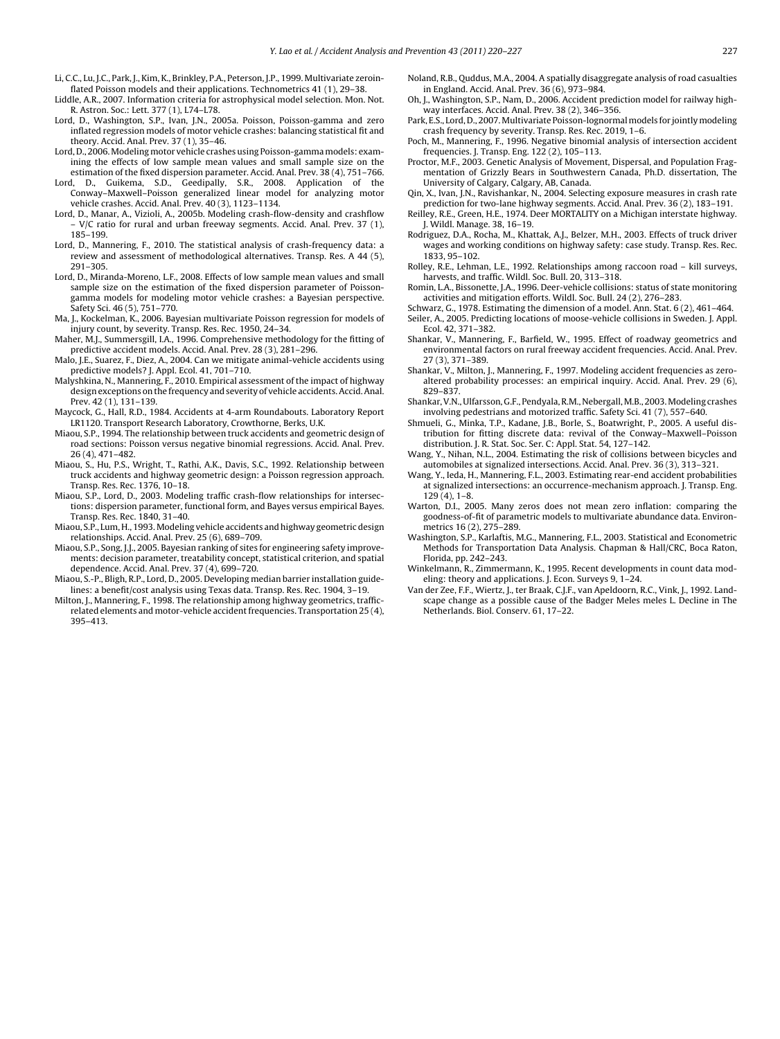Li, C.C., Lu, J.C., Park, J., Kim, K., Brinkley, P.A., Peterson, J.P., 1999. Multivariate zeroinflated Poisson models and their applications. Technometrics 41 (1), 29–38.

Liddle, A.R., 2007. Information criteria for astrophysical model selection. Mon. Not. R. Astron. Soc.: Lett. 377 (1), L74–L78.

Lord, D., Washington, S.P., Ivan, J.N., 2005a. Poisson, Poisson-gamma and zero inflated regression models of motor vehicle crashes: balancing statistical fit and theory. Accid. Anal. Prev. 37 (1), 35–46.

Lord, D., 2006. Modeling motor vehicle crashes using Poisson-gamma models: examining the effects of low sample mean values and small sample size on the estimation of the fixed dispersion parameter. Accid. Anal. Prev. 38 (4), 751–766.

Lord, D., Guikema, S.D., Geedipally, S.R., 2008. Application of the Conway–Maxwell–Poisson generalized linear model for analyzing motor vehicle crashes. Accid. Anal. Prev. 40 (3), 1123–1134.

Lord, D., Manar, A., Vizioli, A., 2005b. Modeling crash-flow-density and crashflow – V/C ratio for rural and urban freeway segments. Accid. Anal. Prev. 37 (1), 185–199.

Lord, D., Mannering, F., 2010. The statistical analysis of crash-frequency data: a review and assessment of methodological alternatives. Transp. Res. A 44 (5), 291–305.

Lord, D., Miranda-Moreno, L.F., 2008. Effects of low sample mean values and small sample size on the estimation of the fixed dispersion parameter of Poisson-gamma models for modeling motor vehicle crashes: a Bayesian perspective. Safety Sci. 46 (5), 751–770.

Ma, J., Kockelman, K., 2006. Bayesian multivariate Poisson regression for models of injury count, by severity. Transp. Res. Rec. 1950, 24–34.

Maher, M.J., Summersgill, I.A., 1996. Comprehensive methodology for the fitting of predictive accident models. Accid. Anal. Prev. 28 (3), 281–296.

Malo, J.E., Suarez, F., Diez, A., 2004. Can we mitigate animal-vehicle accidents using predictive models? J. Appl. Ecol. 41, 701–710.

Malyshkina, N., Mannering, F., 2010. Empirical assessment of the impact of highway design exceptions on the frequency and severity of vehicle accidents. Accid. Anal. Prev. 42 (1), 131–139.

Maycock, G., Hall, R.D., 1984. Accidents at 4-arm Roundabouts. Laboratory Report LR1120. Transport Research Laboratory, Crowthorne, Berks, U.K.

Miaou, S.P., 1994. The relationship between truck accidents and geometric design of road sections: Poisson versus negative binomial regressions. Accid. Anal. Prev. 26 (4), 471–482.

Miaou, S., Hu, P.S., Wright, T., Rathi, A.K., Davis, S.C., 1992. Relationship between truck accidents and highway geometric design: a Poisson regression approach. Transp. Res. Rec. 1376, 10–18.

Miaou, S.P., Lord, D., 2003. Modeling traffic crash-flow relationships for intersections: dispersion parameter, functional form, and Bayes versus empirical Bayes. Transp. Res. Rec. 1840, 31–40.

Miaou, S.P., Lum, H., 1993. Modeling vehicle accidents and highway geometric design relationships. Accid. Anal. Prev. 25 (6), 689–709.

Miaou, S.P., Song, J.J., 2005. Bayesian ranking of sites for engineering safety improvements: decision parameter, treatability concept, statistical criterion, and spatial dependence. Accid. Anal. Prev. 37 (4), 699–720.

Miaou, S.-P., Bligh, R.P., Lord, D., 2005. Developing median barrier installation guidelines: a benefit/cost analysis using Texas data. Transp. Res. Rec. 1904, 3–19.

Milton, J., Mannering, F., 1998. The relationship among highway geometrics, traffic-related elements and motor-vehicle accident frequencies. Transportation 25 (4), 395–413.

Noland, R.B., Quddus, M.A., 2004. A spatially disaggregate analysis of road casualties in England. Accid. Anal. Prev. 36 (6), 973–984.

Oh, J., Washington, S.P., Nam, D., 2006. Accident prediction model for railway highway interfaces. Accid. Anal. Prev. 38 (2), 346–356.

Park, E.S., Lord, D., 2007. Multivariate Poisson-lognormal models for jointly modeling crash frequency by severity. Transp. Res. Rec. 2019, 1–6.

Poch, M., Mannering, F., 1996. Negative binomial analysis of intersection accident frequencies. J. Transp. Eng. 122 (2), 105–113.

Proctor, M.F., 2003. Genetic Analysis of Movement, Dispersal, and Population Fragmentation of Grizzly Bears in Southwestern Canada, Ph.D. dissertation, The University of Calgary, Calgary, AB, Canada.

Qin, X., Ivan, J.N., Ravishankar, N., 2004. Selecting exposure measures in crash rate prediction for two-lane highway segments. Accid. Anal. Prev. 36 (2), 183–191.

Reilley, R.E., Green, H.E., 1974. Deer MORTALITY on a Michigan interstate highway. J. Wildl. Manage. 38, 16–19.

Rodriguez, D.A., Rocha, M., Khattak, A.J., Belzer, M.H., 2003. Effects of truck driver wages and working conditions on highway safety: case study. Transp. Res. Rec. 1833, 95–102.

Rolley, R.E., Lehman, L.E., 1992. Relationships among raccoon road – kill surveys, harvests, and traffic. Wildl. Soc. Bull. 20, 313–318.

Romin, L.A., Bissonette, J.A., 1996. Deer-vehicle collisions: status of state monitoring activities and mitigation efforts. Wildl. Soc. Bull. 24 (2), 276–283.

Schwarz, G., 1978. Estimating the dimension of a model. Ann. Stat. 6 (2), 461–464.

Seiler, A., 2005. Predicting locations of moose-vehicle collisions in Sweden. J. Appl. Ecol. 42, 371–382.

Shankar, V., Mannering, F., Barfield, W., 1995. Effect of roadway geometrics and environmental factors on rural freeway accident frequencies. Accid. Anal. Prev. 27 (3), 371–389.

Shankar, V., Milton, J., Mannering, F., 1997. Modeling accident frequencies as zero-altered probability processes: an empirical inquiry. Accid. Anal. Prev. 29 (6), 829–837.

Shankar, V.N., Ulfarsson, G.F., Pendyala, R.M., Nebergall, M.B., 2003. Modeling crashes involving pedestrians and motorized traffic. Safety Sci. 41 (7), 557–640.

Shmueli, G., Minka, T.P., Kadane, J.B., Borle, S., Boatwright, P., 2005. A useful distribution for fitting discrete data: revival of the Conway–Maxwell–Poisson distribution. J. R. Stat. Soc. Ser. C: Appl. Stat. 54, 127–142.

Wang, Y., Nihan, N.L., 2004. Estimating the risk of collisions between bicycles and automobiles at signalized intersections. Accid. Anal. Prev. 36 (3), 313–321.

Wang, Y., Ieda, H., Mannering, F.L., 2003. Estimating rear-end accident probabilities at signalized intersections: an occurrence-mechanism approach. J. Transp. Eng. 129 (4), 1–8.

Warton, D.I., 2005. Many zeros does not mean zero inflation: comparing the goodness-of-fit of parametric models to multivariate abundance data. Environmetrics 16 (2), 275–289.

Washington, S.P., Karlaftis, M.G., Mannering, F.L., 2003. Statistical and Econometric Methods for Transportation Data Analysis. Chapman & Hall/CRC, Boca Raton, Florida, pp. 242–243.

Winkelmann, R., Zimmermann, K., 1995. Recent developments in count data modeling: theory and applications. J. Econ. Surveys 9, 1–24.

Van der Zee, F.F., Wiertz, J., ter Braak, C.J.F., van Apeldoorn, R.C., Vink, J., 1992. Landscape change as a possible cause of the Badger Meles meles L. Decline in The Netherlands. Biol. Conserv. 61, 17–22.